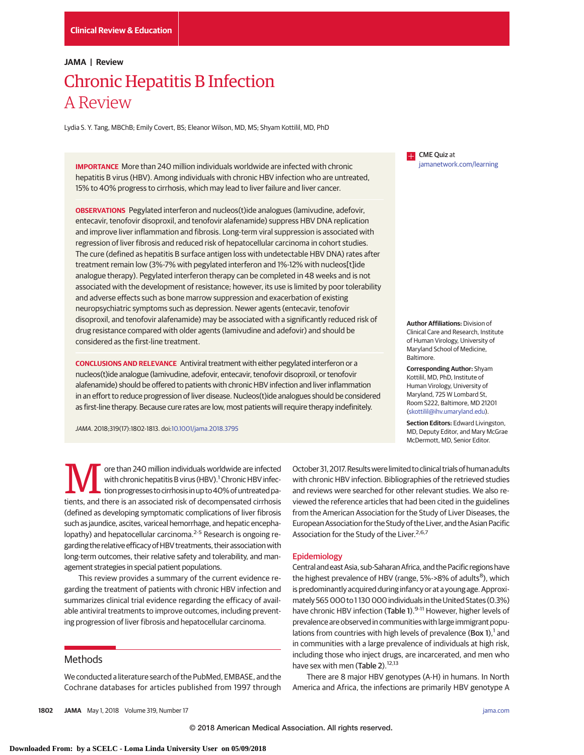Clinical Review & Education

**JAMA | Review**

# Chronic Hepatitis B Infection
## A Review

Lydia S. Y. Tang, MBChB; Emily Covert, BS; Eleanor Wilson, MD, MS; Shyam Kottilil, MD, PhD

**IMPORTANCE** More than 240 million individuals worldwide are infected with chronic hepatitis B virus (HBV). Among individuals with chronic HBV infection who are untreated, 15% to 40% progress to cirrhosis, which may lead to liver failure and liver cancer.

**OBSERVATIONS** Pegylated interferon and nucleos(t)ide analogues (lamivudine, adefovir, entecavir, tenofovir disoproxil, and tenofovir alafenamide) suppress HBV DNA replication and improve liver inflammation and fibrosis. Long-term viral suppression is associated with regression of liver fibrosis and reduced risk of hepatocellular carcinoma in cohort studies. The cure (defined as hepatitis B surface antigen loss with undetectable HBV DNA) rates after treatment remain low (3%-7% with pegylated interferon and 1%-12% with nucleos[t]ide analogue therapy). Pegylated interferon therapy can be completed in 48 weeks and is not associated with the development of resistance; however, its use is limited by poor tolerability and adverse effects such as bone marrow suppression and exacerbation of existing neuropsychiatric symptoms such as depression. Newer agents (entecavir, tenofovir disoproxil, and tenofovir alafenamide) may be associated with a significantly reduced risk of drug resistance compared with older agents (lamivudine and adefovir) and should be considered as the first-line treatment.

**CONCLUSIONS AND RELEVANCE** Antiviral treatment with either pegylated interferon or a nucleos(t)ide analogue (lamivudine, adefovir, entecavir, tenofovir disoproxil, or tenofovir alafenamide) should be offered to patients with chronic HBV infection and liver inflammation in an effort to reduce progression of liver disease. Nucleos(t)ide analogues should be considered as first-line therapy. Because cure rates are low, most patients will require therapy indefinitely.

*JAMA*. 2018;319(17):1802-1813. doi:10.1001/jama.2018.3795

CME Quiz at jamanetwork.com/learning

**Author Affiliations:** Division of Clinical Care and Research, Institute of Human Virology, University of Maryland School of Medicine, Baltimore.

**Corresponding Author:** Shyam Kottilil, MD, PhD, Institute of Human Virology, University of Maryland, 725 W Lombard St, Room S222, Baltimore, MD 21201 (skottilil@ihv.umaryland.edu).

**Section Editors:** Edward Livingston, MD, Deputy Editor, and Mary McGrae McDermott, MD, Senior Editor.

More than 240 million individuals worldwide are infected with chronic hepatitis B virus (HBV).[1] Chronic HBV infection progresses to cirrhosis in up to 40% of untreated patients, and there is an associated risk of decompensated cirrhosis (defined as developing symptomatic complications of liver fibrosis such as jaundice, ascites, variceal hemorrhage, and hepatic encephalopathy) and hepatocellular carcinoma.[2-5] Research is ongoing regarding the relative efficacy of HBV treatments, their association with long-term outcomes, their relative safety and tolerability, and management strategies in special patient populations.

This review provides a summary of the current evidence regarding the treatment of patients with chronic HBV infection and summarizes clinical trial evidence regarding the efficacy of available antiviral treatments to improve outcomes, including preventing progression of liver fibrosis and hepatocellular carcinoma.

## Methods

We conducted a literature search of the PubMed, EMBASE, and the Cochrane databases for articles published from 1997 through October 31, 2017. Results were limited to clinical trials of human adults with chronic HBV infection. Bibliographies of the retrieved studies and reviews were searched for other relevant studies. We also reviewed the reference articles that had been cited in the guidelines from the American Association for the Study of Liver Diseases, the European Association for the Study of the Liver, and the Asian Pacific Association for the Study of the Liver.[2,6,7]

## Epidemiology

Central and east Asia, sub-Saharan Africa, and the Pacific regions have the highest prevalence of HBV (range, 5%->8% of adults[8]), which is predominantly acquired during infancy or at a young age. Approximately 565 000 to 1 130 000 individuals in the United States (0.3%) have chronic HBV infection (Table 1).[9-11] However, higher levels of prevalence are observed in communities with large immigrant populations from countries with high levels of prevalence (Box 1),[1] and in communities with a large prevalence of individuals at high risk, including those who inject drugs, are incarcerated, and men who have sex with men (Table 2).[12,13]

There are 8 major HBV genotypes (A-H) in humans. In North America and Africa, the infections are primarily HBV genotype A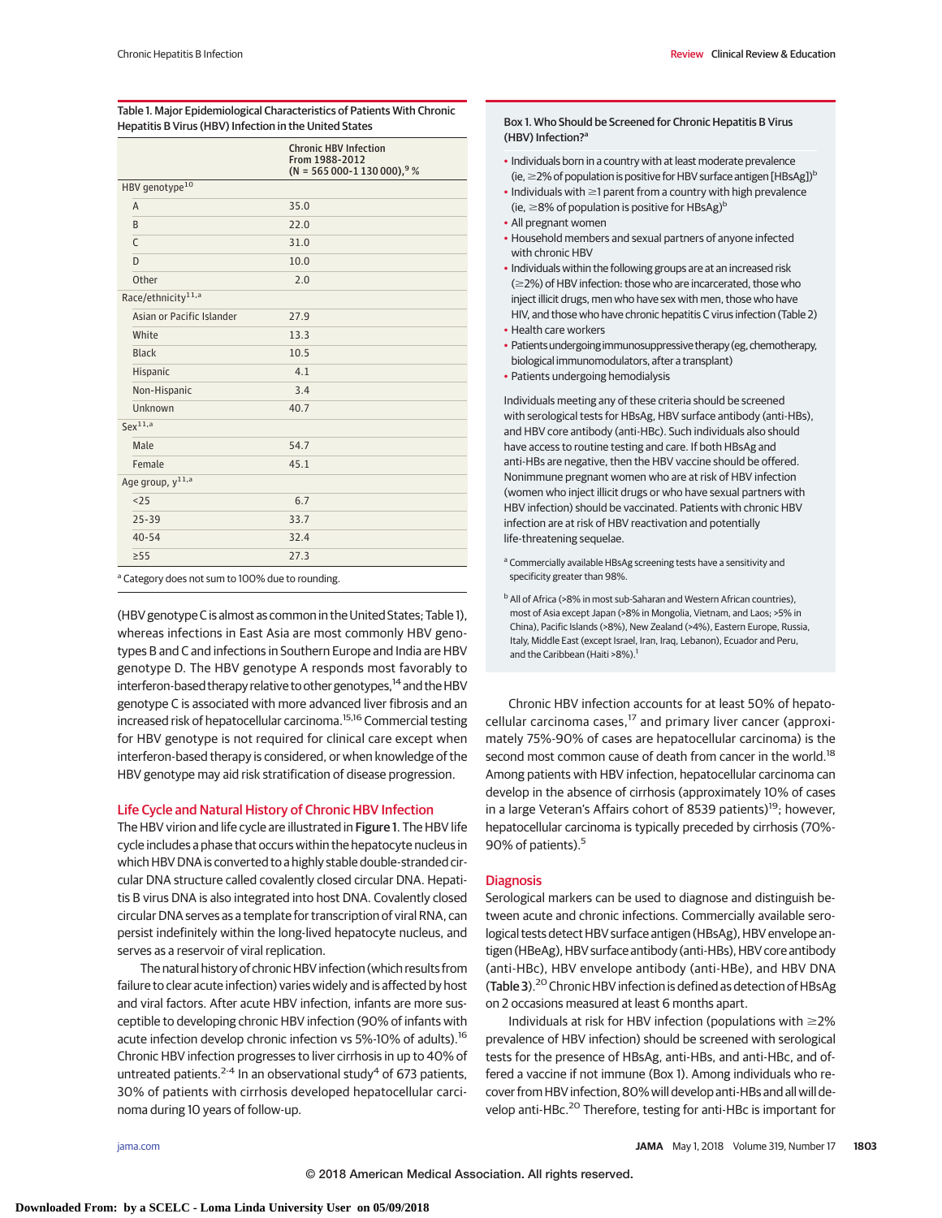Table 1. Major Epidemiological Characteristics of Patients With Chronic Hepatitis B Virus (HBV) Infection in the United States

| | Chronic HBV Infection From 1988-2012 (N = 565 000-1 130 000),[9] % |
|---|---|
| HBV genotype[10] | |
| A | 35.0 |
| B | 22.0 |
| C | 31.0 |
| D | 10.0 |
| Other | 2.0 |
| Race/ethnicity[11,a] | |
| Asian or Pacific Islander | 27.9 |
| White | 13.3 |
| Black | 10.5 |
| Hispanic | 4.1 |
| Non-Hispanic | 3.4 |
| Unknown | 40.7 |
| Sex[11,a] | |
| Male | 54.7 |
| Female | 45.1 |
| Age group, y[11,a] | |
| <25 | 6.7 |
| 25-39 | 33.7 |
| 40-54 | 32.4 |
| ≥55 | 27.3 |

[a] Category does not sum to 100% due to rounding.

(HBV genotype C is almost as common in the United States; Table 1), whereas infections in East Asia are most commonly HBV genotypes B and C and infections in Southern Europe and India are HBV genotype D. The HBV genotype A responds most favorably to interferon-based therapy relative to other genotypes,[14] and the HBV genotype C is associated with more advanced liver fibrosis and an increased risk of hepatocellular carcinoma.[15,16] Commercial testing for HBV genotype is not required for clinical care except when interferon-based therapy is considered, or when knowledge of the HBV genotype may aid risk stratification of disease progression.

## Life Cycle and Natural History of Chronic HBV Infection

The HBV virion and life cycle are illustrated in **Figure 1**. The HBV life cycle includes a phase that occurs within the hepatocyte nucleus in which HBV DNA is converted to a highly stable double-stranded circular DNA structure called covalently closed circular DNA. Hepatitis B virus DNA is also integrated into host DNA. Covalently closed circular DNA serves as a template for transcription of viral RNA, can persist indefinitely within the long-lived hepatocyte nucleus, and serves as a reservoir of viral replication.

The natural history of chronic HBV infection (which results from failure to clear acute infection) varies widely and is affected by host and viral factors. After acute HBV infection, infants are more susceptible to developing chronic HBV infection (90% of infants with acute infection develop chronic infection vs 5%-10% of adults).[16] Chronic HBV infection progresses to liver cirrhosis in up to 40% of untreated patients.[2-4] In an observational study[4] of 673 patients, 30% of patients with cirrhosis developed hepatocellular carcinoma during 10 years of follow-up.

**Box 1. Who Should be Screened for Chronic Hepatitis B Virus (HBV) Infection?[a]**

- Individuals born in a country with at least moderate prevalence (ie, ≥2% of population is positive for HBV surface antigen [HBsAg])[b]
- Individuals with ≥1 parent from a country with high prevalence (ie, ≥8% of population is positive for HBsAg)[b]
- All pregnant women
- Household members and sexual partners of anyone infected with chronic HBV
- Individuals within the following groups are at an increased risk (≥2%) of HBV infection: those who are incarcerated, those who inject illicit drugs, men who have sex with men, those who have HIV, and those who have chronic hepatitis C virus infection (Table 2)
- Health care workers
- Patients undergoing immunosuppressive therapy (eg, chemotherapy, biological immunomodulators, after a transplant)
- Patients undergoing hemodialysis

Individuals meeting any of these criteria should be screened with serological tests for HBsAg, HBV surface antibody (anti-HBs), and HBV core antibody (anti-HBc). Such individuals also should have access to routine testing and care. If both HBsAg and anti-HBs are negative, then the HBV vaccine should be offered. Nonimmune pregnant women who are at risk of HBV infection (women who inject illicit drugs or who have sexual partners with HBV infection) should be vaccinated. Patients with chronic HBV infection are at risk of HBV reactivation and potentially life-threatening sequelae.

[a] Commercially available HBsAg screening tests have a sensitivity and specificity greater than 98%.

[b] All of Africa (>8% in most sub-Saharan and Western African countries), most of Asia except Japan (>8% in Mongolia, Vietnam, and Laos; >5% in China), Pacific Islands (>8%), New Zealand (>4%), Eastern Europe, Russia, Italy, Middle East (except Israel, Iran, Iraq, Lebanon), Ecuador and Peru, and the Caribbean (Haiti >8%).[1]

Chronic HBV infection accounts for at least 50% of hepatocellular carcinoma cases,[17] and primary liver cancer (approximately 75%-90% of cases are hepatocellular carcinoma) is the second most common cause of death from cancer in the world.[18] Among patients with HBV infection, hepatocellular carcinoma can develop in the absence of cirrhosis (approximately 10% of cases in a large Veteran's Affairs cohort of 8539 patients)[19]; however, hepatocellular carcinoma is typically preceded by cirrhosis (70%-90% of patients).[5]

## Diagnosis

Serological markers can be used to diagnose and distinguish between acute and chronic infections. Commercially available serological tests detect HBV surface antigen (HBsAg), HBV envelope antigen (HBeAg), HBV surface antibody (anti-HBs), HBV core antibody (anti-HBc), HBV envelope antibody (anti-HBe), and HBV DNA (**Table 3**).[20] Chronic HBV infection is defined as detection of HBsAg on 2 occasions measured at least 6 months apart.

Individuals at risk for HBV infection (populations with ≥2% prevalence of HBV infection) should be screened with serological tests for the presence of HBsAg, anti-HBs, and anti-HBc, and offered a vaccine if not immune (Box 1). Among individuals who recover from HBV infection, 80% will develop anti-HBs and all will develop anti-HBc.[20] Therefore, testing for anti-HBc is important for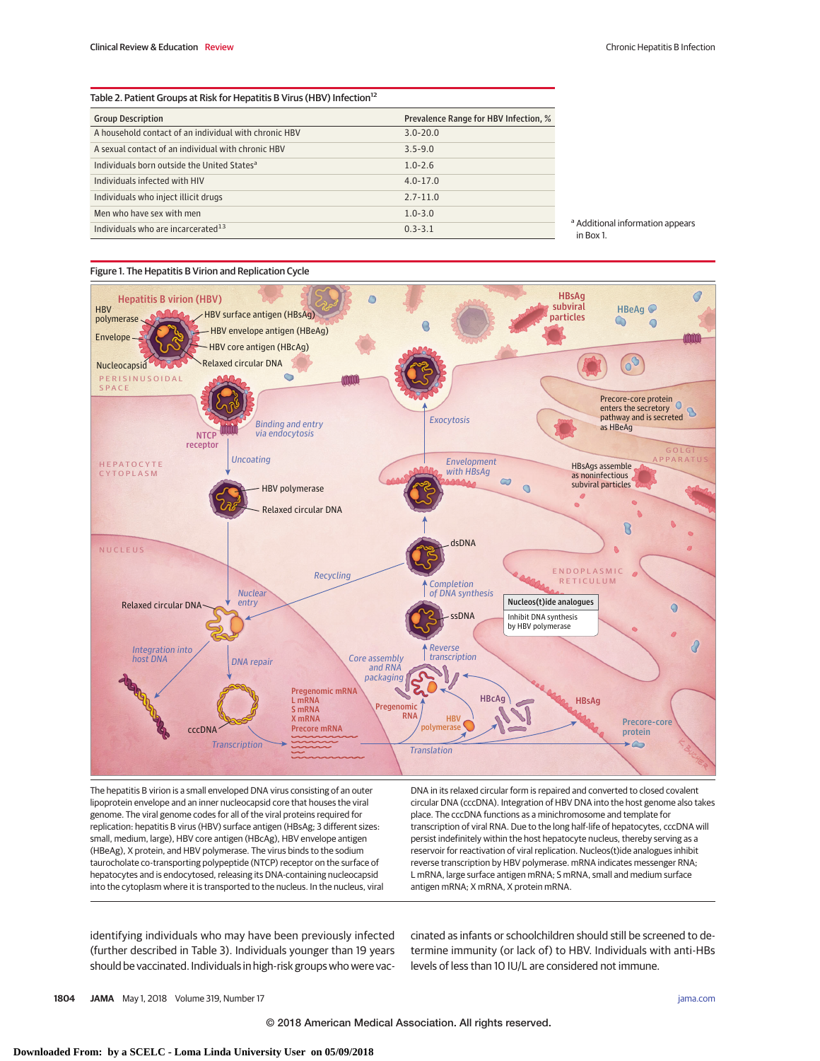Table 2. Patient Groups at Risk for Hepatitis B Virus (HBV) Infection[12]

| Group Description | Prevalence Range for HBV Infection, % |
| --- | --- |
| A household contact of an individual with chronic HBV | 3.0-20.0 |
| A sexual contact of an individual with chronic HBV | 3.5-9.0 |
| Individuals born outside the United States[a] | 1.0-2.6 |
| Individuals infected with HIV | 4.0-17.0 |
| Individuals who inject illicit drugs | 2.7-11.0 |
| Men who have sex with men | 1.0-3.0 |
| Individuals who are incarcerated[13] | 0.3-3.1 |

[a] Additional information appears in Box 1.

Figure 1. The Hepatitis B Virion and Replication Cycle

The hepatitis B virion is a small enveloped DNA virus consisting of an outer lipoprotein envelope and an inner nucleocapsid core that houses the viral genome. The viral genome codes for all of the viral proteins required for replication: hepatitis B virus (HBV) surface antigen (HBsAg; 3 different sizes: small, medium, large), HBV core antigen (HBcAg), HBV envelope antigen (HBeAg), X protein, and HBV polymerase. The virus binds to the sodium taurocholate co-transporting polypeptide (NTCP) receptor on the surface of hepatocytes and is endocytosed, releasing its DNA-containing nucleocapsid into the cytoplasm where it is transported to the nucleus. In the nucleus, viral DNA in its relaxed circular form is repaired and converted to closed covalent circular DNA (cccDNA). Integration of HBV DNA into the host genome also takes place. The cccDNA functions as a minichromosome and template for transcription of viral RNA. Due to the long half-life of hepatocytes, cccDNA will persist indefinitely within the host hepatocyte nucleus, thereby serving as a reservoir for reactivation of viral replication. Nucleos(t)ide analogues inhibit reverse transcription by HBV polymerase. mRNA indicates messenger RNA; L mRNA, large surface antigen mRNA; S mRNA, small and medium surface antigen mRNA; X mRNA, X protein mRNA.

identifying individuals who may have been previously infected (further described in Table 3). Individuals younger than 19 years should be vaccinated. Individuals in high-risk groups who were vaccinated as infants or schoolchildren should still be screened to determine immunity (or lack of) to HBV. Individuals with anti-HBs levels of less than 10 IU/L are considered not immune.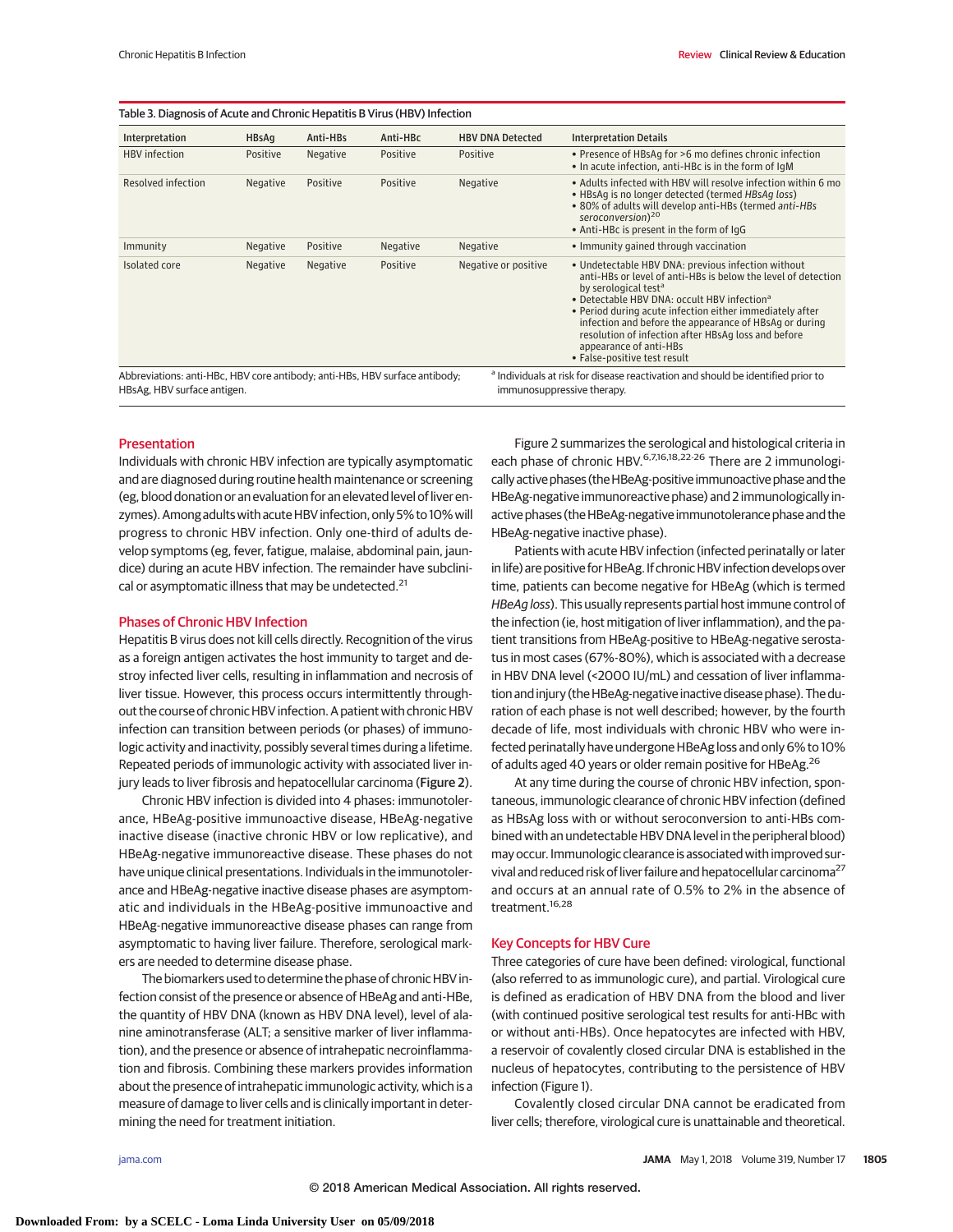Table 3. Diagnosis of Acute and Chronic Hepatitis B Virus (HBV) Infection

| Interpretation | HBsAg | Anti-HBs | Anti-HBc | HBV DNA Detected | Interpretation Details |
|---|---|---|---|---|---|
| HBV infection | Positive | Negative | Positive | Positive | • Presence of HBsAg for >6 mo defines chronic infection<br>• In acute infection, anti-HBc is in the form of IgM |
| Resolved infection | Negative | Positive | Positive | Negative | • Adults infected with HBV will resolve infection within 6 mo<br>• HBsAg is no longer detected (termed *HBsAg loss*)<br>• 80% of adults will develop anti-HBs (termed *anti-HBs seroconversion*)[20]<br>• Anti-HBc is present in the form of IgG |
| Immunity | Negative | Positive | Negative | Negative | • Immunity gained through vaccination |
| Isolated core | Negative | Negative | Positive | Negative or positive | • Undetectable HBV DNA: previous infection without anti-HBs or level of anti-HBs is below the level of detection by serological test[a]<br>• Detectable HBV DNA: occult HBV infection[a]<br>• Period during acute infection either immediately after infection and before the appearance of HBsAg or during resolution of infection after HBsAg loss and before appearance of anti-HBs<br>• False-positive test result |

Abbreviations: anti-HBc, HBV core antibody; anti-HBs, HBV surface antibody; HBsAg, HBV surface antigen.

[a] Individuals at risk for disease reactivation and should be identified prior to immunosuppressive therapy.

## Presentation

Individuals with chronic HBV infection are typically asymptomatic and are diagnosed during routine health maintenance or screening (eg, blood donation or an evaluation for an elevated level of liver enzymes). Among adults with acute HBV infection, only 5% to 10% will progress to chronic HBV infection. Only one-third of adults develop symptoms (eg, fever, fatigue, malaise, abdominal pain, jaundice) during an acute HBV infection. The remainder have subclinical or asymptomatic illness that may be undetected.[21]

## Phases of Chronic HBV Infection

Hepatitis B virus does not kill cells directly. Recognition of the virus as a foreign antigen activates the host immunity to target and destroy infected liver cells, resulting in inflammation and necrosis of liver tissue. However, this process occurs intermittently throughout the course of chronic HBV infection. A patient with chronic HBV infection can transition between periods (or phases) of immunologic activity and inactivity, possibly several times during a lifetime. Repeated periods of immunologic activity with associated liver injury leads to liver fibrosis and hepatocellular carcinoma (**Figure 2**).

Chronic HBV infection is divided into 4 phases: immunotolerance, HBeAg-positive immunoactive disease, HBeAg-negative inactive disease (inactive chronic HBV or low replicative), and HBeAg-negative immunoreactive disease. These phases do not have unique clinical presentations. Individuals in the immunotolerance and HBeAg-negative inactive disease phases are asymptomatic and individuals in the HBeAg-positive immunoactive and HBeAg-negative immunoreactive disease phases can range from asymptomatic to having liver failure. Therefore, serological markers are needed to determine disease phase.

The biomarkers used to determine the phase of chronic HBV infection consist of the presence or absence of HBeAg and anti-HBe, the quantity of HBV DNA (known as HBV DNA level), level of alanine aminotransferase (ALT; a sensitive marker of liver inflammation), and the presence or absence of intrahepatic necroinflammation and fibrosis. Combining these markers provides information about the presence of intrahepatic immunologic activity, which is a measure of damage to liver cells and is clinically important in determining the need for treatment initiation.

Figure 2 summarizes the serological and histological criteria in each phase of chronic HBV.[6,7,16,18,22-26] There are 2 immunologically active phases (the HBeAg-positive immunoactive phase and the HBeAg-negative immunoreactive phase) and 2 immunologically inactive phases (the HBeAg-negative immunotolerance phase and the HBeAg-negative inactive phase).

Patients with acute HBV infection (infected perinatally or later in life) are positive for HBeAg. If chronic HBV infection develops over time, patients can become negative for HBeAg (which is termed *HBeAg loss*). This usually represents partial host immune control of the infection (ie, host mitigation of liver inflammation), and the patient transitions from HBeAg-positive to HBeAg-negative serostatus in most cases (67%-80%), which is associated with a decrease in HBV DNA level (<2000 IU/mL) and cessation of liver inflammation and injury (the HBeAg-negative inactive disease phase). The duration of each phase is not well described; however, by the fourth decade of life, most individuals with chronic HBV who were infected perinatally have undergone HBeAg loss and only 6% to 10% of adults aged 40 years or older remain positive for HBeAg.[26]

At any time during the course of chronic HBV infection, spontaneous, immunologic clearance of chronic HBV infection (defined as HBsAg loss with or without seroconversion to anti-HBs combined with an undetectable HBV DNA level in the peripheral blood) may occur. Immunologic clearance is associated with improved survival and reduced risk of liver failure and hepatocellular carcinoma[27] and occurs at an annual rate of 0.5% to 2% in the absence of treatment.[16,28]

## Key Concepts for HBV Cure

Three categories of cure have been defined: virological, functional (also referred to as immunologic cure), and partial. Virological cure is defined as eradication of HBV DNA from the blood and liver (with continued positive serological test results for anti-HBc with or without anti-HBs). Once hepatocytes are infected with HBV, a reservoir of covalently closed circular DNA is established in the nucleus of hepatocytes, contributing to the persistence of HBV infection (Figure 1).

Covalently closed circular DNA cannot be eradicated from liver cells; therefore, virological cure is unattainable and theoretical.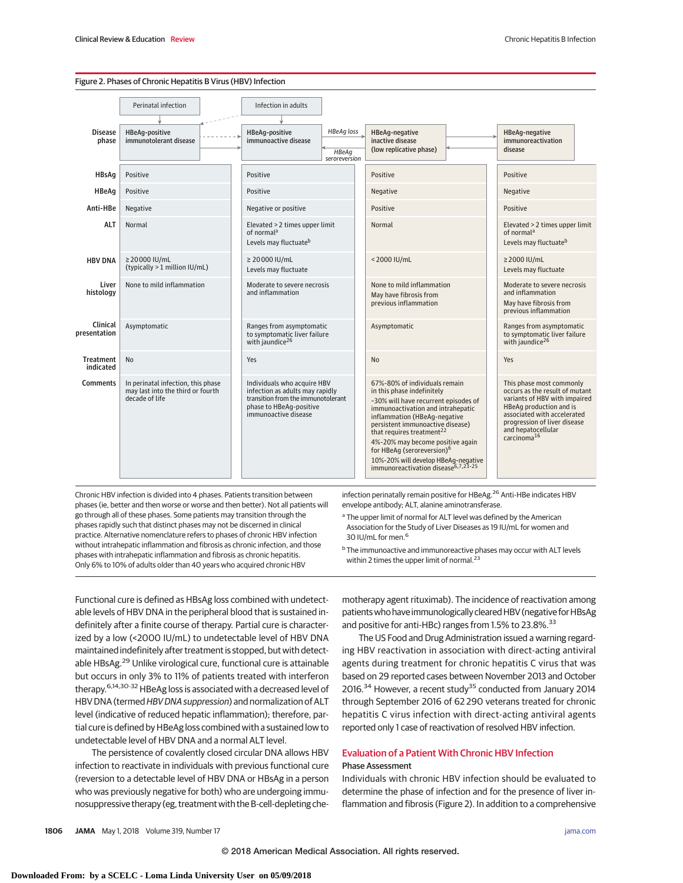**Figure 2. Phases of Chronic Hepatitis B Virus (HBV) Infection**

Perinatal infection → HBeAg-positive immunotolerant disease; Infection in adults → HBeAg-positive immunoactive disease; HBeAg loss / HBeAg seroreversion between immunoactive and inactive; inactive ↔ immunoreactivation.

| | Perinatal infection | Infection in adults | | |
|---|---|---|---|---|
| **Disease phase** | HBeAg-positive immunotolerant disease | HBeAg-positive immunoactive disease | HBeAg-negative inactive disease (low replicative phase) | HBeAg-negative immunoreactivation disease |
| **HBsAg** | Positive | Positive | Positive | Positive |
| **HBeAg** | Positive | Positive | Negative | Negative |
| **Anti-HBe** | Negative | Negative or positive | Positive | Positive |
| **ALT** | Normal | Elevated > 2 times upper limit of normal[a] Levels may fluctuate[b] | Normal | Elevated > 2 times upper limit of normal[a] Levels may fluctuate[b] |
| **HBV DNA** | ≥ 20 000 IU/mL (typically > 1 million IU/mL) | ≥ 20 000 IU/mL Levels may fluctuate | < 2000 IU/mL | ≥ 2000 IU/mL Levels may fluctuate |
| **Liver histology** | None to mild inflammation | Moderate to severe necrosis and inflammation | None to mild inflammation May have fibrosis from previous inflammation | Moderate to severe necrosis and inflammation May have fibrosis from previous inflammation |
| **Clinical presentation** | Asymptomatic | Ranges from asymptomatic to symptomatic liver failure with jaundice[26] | Asymptomatic | Ranges from asymptomatic to symptomatic liver failure with jaundice[26] |
| **Treatment indicated** | No | Yes | No | Yes |
| **Comments** | In perinatal infection, this phase may last into the third or fourth decade of life | Individuals who acquire HBV infection as adults may rapidly transition from the immunotolerant phase to HBeAg-positive immunoactive disease | 67%-80% of individuals remain in this phase indefinitely ~30% will have recurrent episodes of immunoactivation and intrahepatic inflammation (HBeAg-negative persistent immunoactive disease) that requires treatment[22] 4%-20% may become positive again for HBeAg (seroreversion)[6] 10%-20% will develop HBeAg-negative immunoreactivation disease[6,7,23-25] | This phase most commonly occurs as the result of mutant variants of HBV with impaired HBeAg production and is associated with accelerated progression of liver disease and hepatocellular carcinoma[16] |

Chronic HBV infection is divided into 4 phases. Patients transition between phases (ie, better and then worse or worse and then better). Not all patients will go through all of these phases. Some patients may transition through the phases rapidly such that distinct phases may not be discerned in clinical practice. Alternative nomenclature refers to phases of chronic HBV infection without intrahepatic inflammation and fibrosis as chronic infection, and those phases with intrahepatic inflammation and fibrosis as chronic hepatitis. Only 6% to 10% of adults older than 40 years who acquired chronic HBV infection perinatally remain positive for HBeAg.[26] Anti-HBe indicates HBV envelope antibody; ALT, alanine aminotransferase.

[a] The upper limit of normal for ALT level was defined by the American Association for the Study of Liver Diseases as 19 IU/mL for women and 30 IU/mL for men.[6]

[b] The immunoactive and immunoreactive phases may occur with ALT levels within 2 times the upper limit of normal.[23]

Functional cure is defined as HBsAg loss combined with undetectable levels of HBV DNA in the peripheral blood that is sustained indefinitely after a finite course of therapy. Partial cure is characterized by a low (<2000 IU/mL) to undetectable level of HBV DNA maintained indefinitely after treatment is stopped, but with detectable HBsAg.[29] Unlike virological cure, functional cure is attainable but occurs in only 3% to 11% of patients treated with interferon therapy.[6,14,30-32] HBeAg loss is associated with a decreased level of HBV DNA (termed *HBV DNA suppression*) and normalization of ALT level (indicative of reduced hepatic inflammation); therefore, partial cure is defined by HBeAg loss combined with a sustained low to undetectable level of HBV DNA and a normal ALT level.

The persistence of covalently closed circular DNA allows HBV infection to reactivate in individuals with previous functional cure (reversion to a detectable level of HBV DNA or HBsAg in a person who was previously negative for both) who are undergoing immunosuppressive therapy (eg, treatment with the B-cell-depleting chemotherapy agent rituximab). The incidence of reactivation among patients who have immunologically cleared HBV (negative for HBsAg and positive for anti-HBc) ranges from 1.5% to 23.8%.[33]

The US Food and Drug Administration issued a warning regarding HBV reactivation in association with direct-acting antiviral agents during treatment for chronic hepatitis C virus that was based on 29 reported cases between November 2013 and October 2016.[34] However, a recent study[35] conducted from January 2014 through September 2016 of 62 290 veterans treated for chronic hepatitis C virus infection with direct-acting antiviral agents reported only 1 case of reactivation of resolved HBV infection.

## Evaluation of a Patient With Chronic HBV Infection

### Phase Assessment

Individuals with chronic HBV infection should be evaluated to determine the phase of infection and for the presence of liver inflammation and fibrosis (Figure 2). In addition to a comprehensive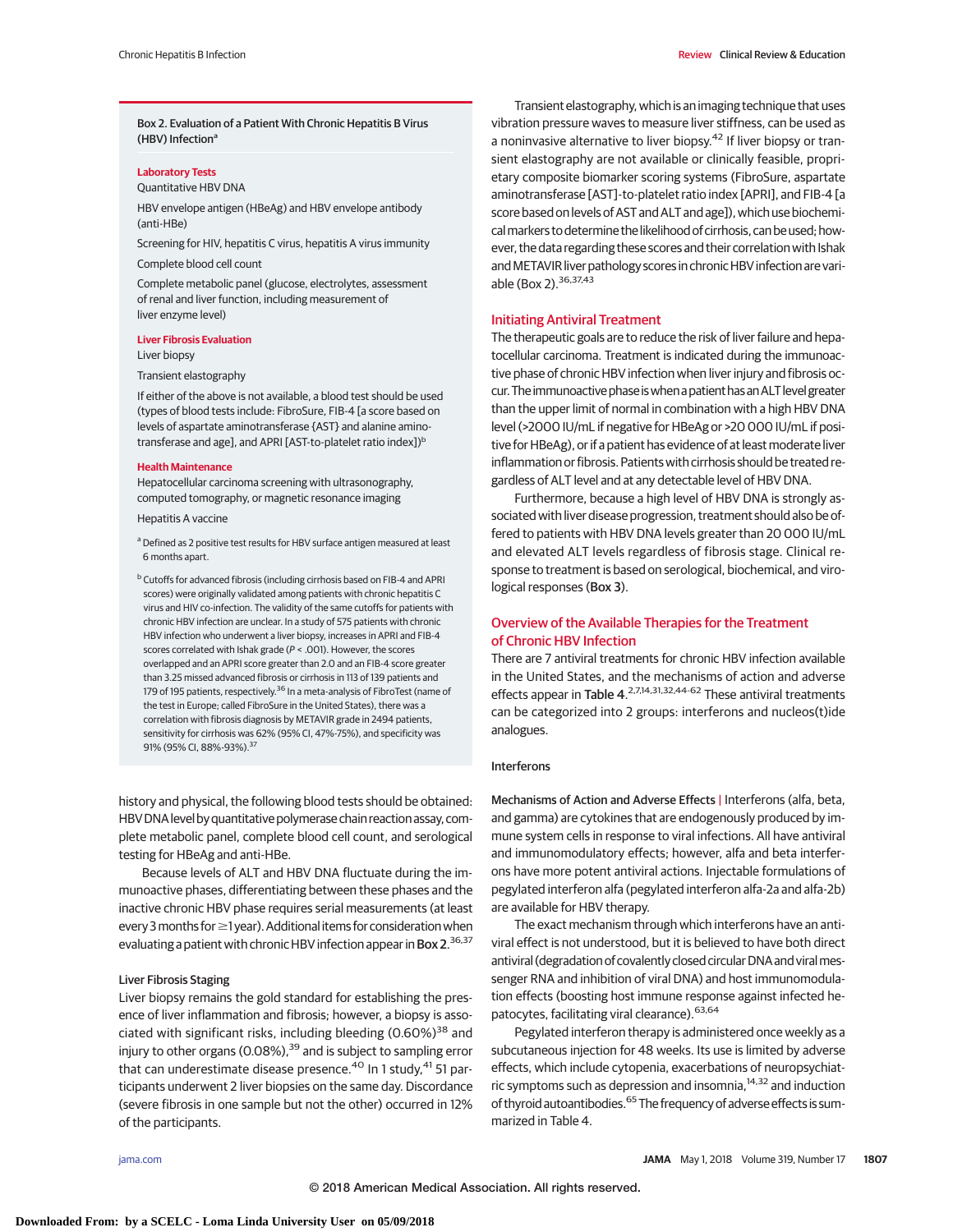**Box 2. Evaluation of a Patient With Chronic Hepatitis B Virus (HBV) Infection[a]**

**Laboratory Tests**

Quantitative HBV DNA

HBV envelope antigen (HBeAg) and HBV envelope antibody (anti-HBe)

Screening for HIV, hepatitis C virus, hepatitis A virus immunity

Complete blood cell count

Complete metabolic panel (glucose, electrolytes, assessment of renal and liver function, including measurement of liver enzyme level)

**Liver Fibrosis Evaluation**

Liver biopsy

Transient elastography

If either of the above is not available, a blood test should be used (types of blood tests include: FibroSure, FIB-4 [a score based on levels of aspartate aminotransferase {AST} and alanine aminotransferase and age], and APRI [AST-to-platelet ratio index])[b]

**Health Maintenance**

Hepatocellular carcinoma screening with ultrasonography, computed tomography, or magnetic resonance imaging

Hepatitis A vaccine

[a] Defined as 2 positive test results for HBV surface antigen measured at least 6 months apart.

[b] Cutoffs for advanced fibrosis (including cirrhosis based on FIB-4 and APRI scores) were originally validated among patients with chronic hepatitis C virus and HIV co-infection. The validity of the same cutoffs for patients with chronic HBV infection are unclear. In a study of 575 patients with chronic HBV infection who underwent a liver biopsy, increases in APRI and FIB-4 scores correlated with Ishak grade ($P < .001$). However, the scores overlapped and an APRI score greater than 2.0 and an FIB-4 score greater than 3.25 missed advanced fibrosis or cirrhosis in 113 of 139 patients and 179 of 195 patients, respectively.[36] In a meta-analysis of FibroTest (name of the test in Europe; called FibroSure in the United States), there was a correlation with fibrosis diagnosis by METAVIR grade in 2494 patients, sensitivity for cirrhosis was 62% (95% CI, 47%-75%), and specificity was 91% (95% CI, 88%-93%).[37]

history and physical, the following blood tests should be obtained: HBV DNA level by quantitative polymerase chain reaction assay, complete metabolic panel, complete blood cell count, and serological testing for HBeAg and anti-HBe.

Because levels of ALT and HBV DNA fluctuate during the immunoactive phases, differentiating between these phases and the inactive chronic HBV phase requires serial measurements (at least every 3 months for ≥1 year). Additional items for consideration when evaluating a patient with chronic HBV infection appear in Box 2.[36,37]

### Liver Fibrosis Staging

Liver biopsy remains the gold standard for establishing the presence of liver inflammation and fibrosis; however, a biopsy is associated with significant risks, including bleeding (0.60%)[38] and injury to other organs (0.08%),[39] and is subject to sampling error that can underestimate disease presence.[40] In 1 study,[41] 51 participants underwent 2 liver biopsies on the same day. Discordance (severe fibrosis in one sample but not the other) occurred in 12% of the participants.

Transient elastography, which is an imaging technique that uses vibration pressure waves to measure liver stiffness, can be used as a noninvasive alternative to liver biopsy.[42] If liver biopsy or transient elastography are not available or clinically feasible, proprietary composite biomarker scoring systems (FibroSure, aspartate aminotransferase [AST]-to-platelet ratio index [APRI], and FIB-4 [a score based on levels of AST and ALT and age]), which use biochemical markers to determine the likelihood of cirrhosis, can be used; however, the data regarding these scores and their correlation with Ishak and METAVIR liver pathology scores in chronic HBV infection are variable (Box 2).[36,37,43]

## Initiating Antiviral Treatment

The therapeutic goals are to reduce the risk of liver failure and hepatocellular carcinoma. Treatment is indicated during the immunoactive phase of chronic HBV infection when liver injury and fibrosis occur. The immunoactive phase is when a patient has an ALT level greater than the upper limit of normal in combination with a high HBV DNA level (>2000 IU/mL if negative for HBeAg or >20 000 IU/mL if positive for HBeAg), or if a patient has evidence of at least moderate liver inflammation or fibrosis. Patients with cirrhosis should be treated regardless of ALT level and at any detectable level of HBV DNA.

Furthermore, because a high level of HBV DNA is strongly associated with liver disease progression, treatment should also be offered to patients with HBV DNA levels greater than 20 000 IU/mL and elevated ALT levels regardless of fibrosis stage. Clinical response to treatment is based on serological, biochemical, and virological responses (Box 3).

## Overview of the Available Therapies for the Treatment of Chronic HBV Infection

There are 7 antiviral treatments for chronic HBV infection available in the United States, and the mechanisms of action and adverse effects appear in Table 4.[2,7,14,31,32,44-62] These antiviral treatments can be categorized into 2 groups: interferons and nucleos(t)ide analogues.

### Interferons

**Mechanisms of Action and Adverse Effects** | Interferons (alfa, beta, and gamma) are cytokines that are endogenously produced by immune system cells in response to viral infections. All have antiviral and immunomodulatory effects; however, alfa and beta interferons have more potent antiviral actions. Injectable formulations of pegylated interferon alfa (pegylated interferon alfa-2a and alfa-2b) are available for HBV therapy.

The exact mechanism through which interferons have an antiviral effect is not understood, but it is believed to have both direct antiviral (degradation of covalently closed circular DNA and viral messenger RNA and inhibition of viral DNA) and host immunomodulation effects (boosting host immune response against infected hepatocytes, facilitating viral clearance).[63,64]

Pegylated interferon therapy is administered once weekly as a subcutaneous injection for 48 weeks. Its use is limited by adverse effects, which include cytopenia, exacerbations of neuropsychiatric symptoms such as depression and insomnia,[14,32] and induction of thyroid autoantibodies.[65] The frequency of adverse effects is summarized in Table 4.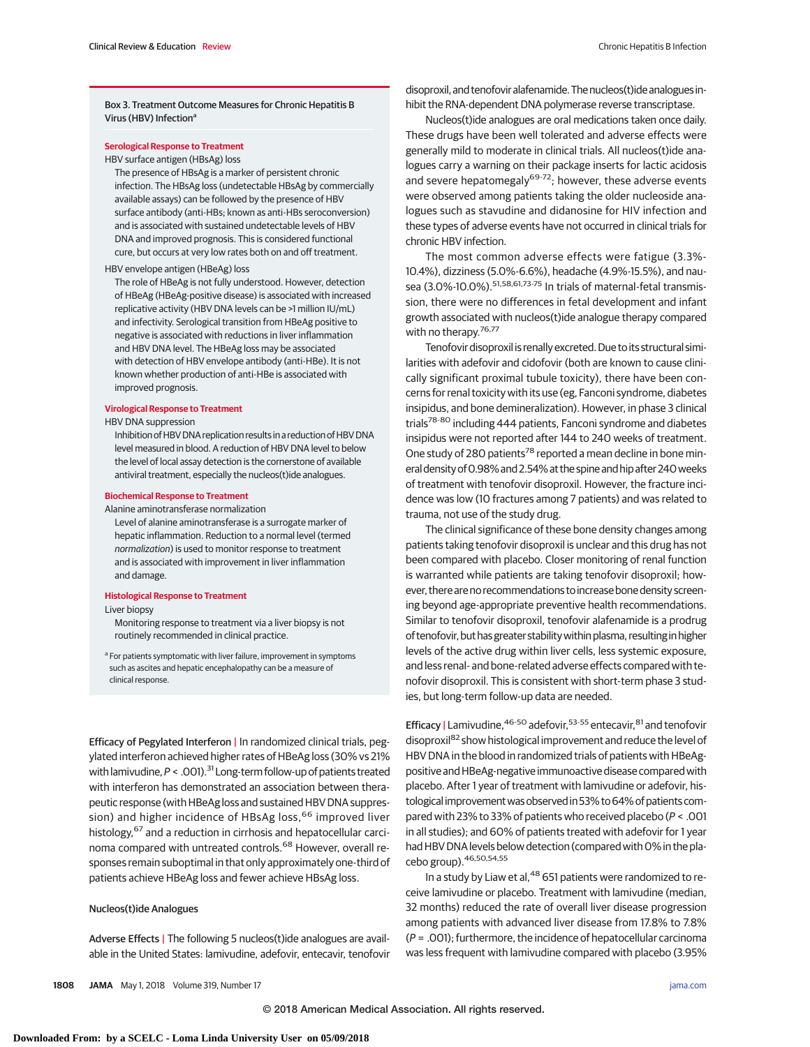**Box 3. Treatment Outcome Measures for Chronic Hepatitis B Virus (HBV) Infection[a]**

**Serological Response to Treatment**

HBV surface antigen (HBsAg) loss

The presence of HBsAg is a marker of persistent chronic infection. The HBsAg loss (undetectable HBsAg by commercially available assays) can be followed by the presence of HBV surface antibody (anti-HBs; known as anti-HBs seroconversion) and is associated with sustained undetectable levels of HBV DNA and improved prognosis. This is considered functional cure, but occurs at very low rates both on and off treatment.

HBV envelope antigen (HBeAg) loss

The role of HBeAg is not fully understood. However, detection of HBeAg (HBeAg-positive disease) is associated with increased replicative activity (HBV DNA levels can be >1 million IU/mL) and infectivity. Serological transition from HBeAg positive to negative is associated with reductions in liver inflammation and HBV DNA level. The HBeAg loss may be associated with detection of HBV envelope antibody (anti-HBe). It is not known whether production of anti-HBe is associated with improved prognosis.

**Virological Response to Treatment**

HBV DNA suppression

Inhibition of HBV DNA replication results in a reduction of HBV DNA level measured in blood. A reduction of HBV DNA level to below the level of local assay detection is the cornerstone of available antiviral treatment, especially the nucleos(t)ide analogues.

**Biochemical Response to Treatment**

Alanine aminotransferase normalization

Level of alanine aminotransferase is a surrogate marker of hepatic inflammation. Reduction to a normal level (termed *normalization*) is used to monitor response to treatment and is associated with improvement in liver inflammation and damage.

**Histological Response to Treatment**

Liver biopsy

Monitoring response to treatment via a liver biopsy is not routinely recommended in clinical practice.

[a] For patients symptomatic with liver failure, improvement in symptoms such as ascites and hepatic encephalopathy can be a measure of clinical response.

**Efficacy of Pegylated Interferon** | In randomized clinical trials, pegylated interferon achieved higher rates of HBeAg loss (30% vs 21% with lamivudine, $P < .001$).[31] Long-term follow-up of patients treated with interferon has demonstrated an association between therapeutic response (with HBeAg loss and sustained HBV DNA suppression) and higher incidence of HBsAg loss,[66] improved liver histology,[67] and a reduction in cirrhosis and hepatocellular carcinoma compared with untreated controls.[68] However, overall responses remain suboptimal in that only approximately one-third of patients achieve HBeAg loss and fewer achieve HBsAg loss.

## Nucleos(t)ide Analogues

**Adverse Effects** | The following 5 nucleos(t)ide analogues are available in the United States: lamivudine, adefovir, entecavir, tenofovir disoproxil, and tenofovir alafenamide. The nucleos(t)ide analogues inhibit the RNA-dependent DNA polymerase reverse transcriptase.

Nucleos(t)ide analogues are oral medications taken once daily. These drugs have been well tolerated and adverse effects were generally mild to moderate in clinical trials. All nucleos(t)ide analogues carry a warning on their package inserts for lactic acidosis and severe hepatomegaly[69-72]; however, these adverse events were observed among patients taking the older nucleoside analogues such as stavudine and didanosine for HIV infection and these types of adverse events have not occurred in clinical trials for chronic HBV infection.

The most common adverse effects were fatigue (3.3%-10.4%), dizziness (5.0%-6.6%), headache (4.9%-15.5%), and nausea (3.0%-10.0%).[51,58,61,73-75] In trials of maternal-fetal transmission, there were no differences in fetal development and infant growth associated with nucleos(t)ide analogue therapy compared with no therapy.[76,77]

Tenofovir disoproxil is renally excreted. Due to its structural similarities with adefovir and cidofovir (both are known to cause clinically significant proximal tubule toxicity), there have been concerns for renal toxicity with its use (eg, Fanconi syndrome, diabetes insipidus, and bone demineralization). However, in phase 3 clinical trials[78-80] including 444 patients, Fanconi syndrome and diabetes insipidus were not reported after 144 to 240 weeks of treatment. One study of 280 patients[78] reported a mean decline in bone mineral density of 0.98% and 2.54% at the spine and hip after 240 weeks of treatment with tenofovir disoproxil. However, the fracture incidence was low (10 fractures among 7 patients) and was related to trauma, not use of the study drug.

The clinical significance of these bone density changes among patients taking tenofovir disoproxil is unclear and this drug has not been compared with placebo. Closer monitoring of renal function is warranted while patients are taking tenofovir disoproxil; however, there are no recommendations to increase bone density screening beyond age-appropriate preventive health recommendations. Similar to tenofovir disoproxil, tenofovir alafenamide is a prodrug of tenofovir, but has greater stability within plasma, resulting in higher levels of the active drug within liver cells, less systemic exposure, and less renal- and bone-related adverse effects compared with tenofovir disoproxil. This is consistent with short-term phase 3 studies, but long-term follow-up data are needed.

**Efficacy** | Lamivudine,[46-50] adefovir,[53-55] entecavir,[81] and tenofovir disoproxil[82] show histological improvement and reduce the level of HBV DNA in the blood in randomized trials of patients with HBeAg-positive and HBeAg-negative immunoactive disease compared with placebo. After 1 year of treatment with lamivudine or adefovir, histological improvement was observed in 53% to 64% of patients compared with 23% to 33% of patients who received placebo ($P < .001$ in all studies); and 60% of patients treated with adefovir for 1 year had HBV DNA levels below detection (compared with 0% in the placebo group).[46,50,54,55]

In a study by Liaw et al,[48] 651 patients were randomized to receive lamivudine or placebo. Treatment with lamivudine (median, 32 months) reduced the rate of overall liver disease progression among patients with advanced liver disease from 17.8% to 7.8% ($P = .001$); furthermore, the incidence of hepatocellular carcinoma was less frequent with lamivudine compared with placebo (3.95%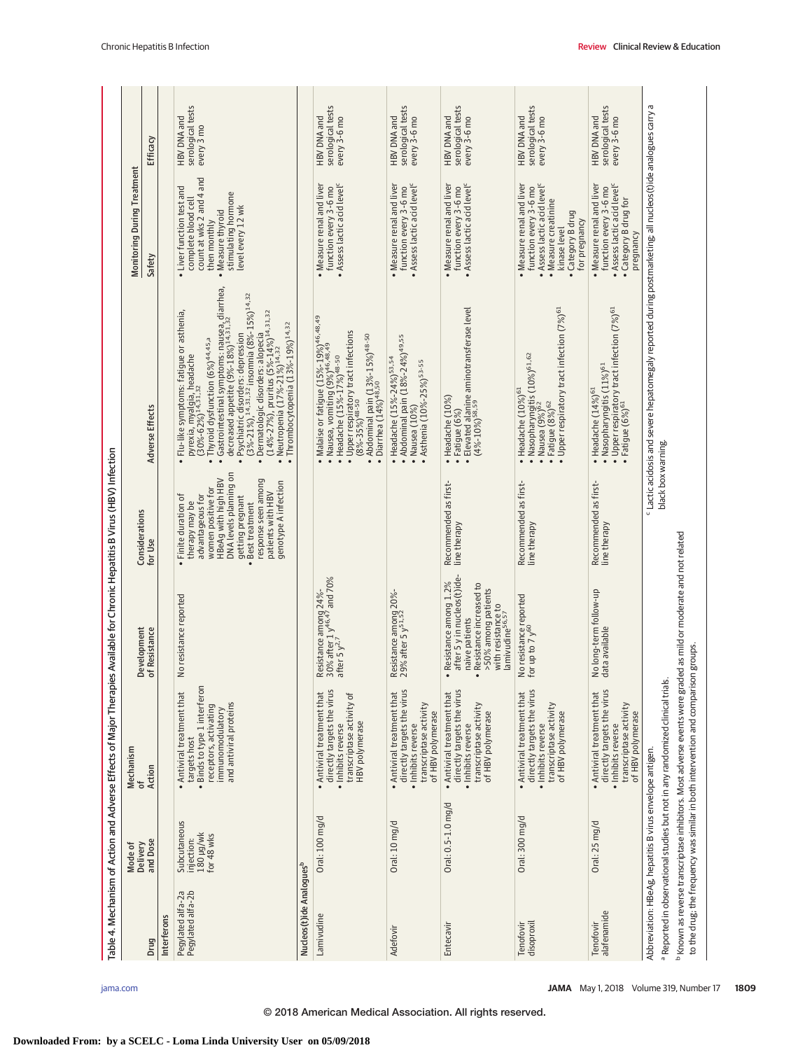Table 4. Mechanism of Action and Adverse Effects of Major Therapies Available for Chronic Hepatitis B Virus (HBV) Infection

| Drug | Mode of Delivery and Dose | Mechanism of Action | Development of Resistance | Considerations for Use | Adverse Effects | Monitoring During Treatment | |
|---|---|---|---|---|---|---|---|
| | | | | | | Safety | Efficacy |
| **Interferons** | | | | | | | |
| Pegylated alfa-2a<br>Pegylated alfa-2b | Subcutaneous injection: 180 μg/wk for 48 wks | • Antiviral treatment that targets host<br>• Binds to type 1 interferon receptors, activating immunomodulatory and antiviral proteins | No resistance reported | • Finite duration of therapy may be advantageous for women positive for HBeAg with high HBV DNA levels planning on getting pregnant<br>• Best treatment response seen among patients with HBV genotype A infection | • Flu-like symptoms: fatigue or asthenia, pyrexia, myalgia, headache (30%-62%)[14,31,32]<br>• Thyroid dysfunction (6%)[44,45,a]<br>• Gastrointestinal symptoms: nausea, diarrhea, decreased appetite (9%-18%)[14,31,32]<br>• Psychiatric disorders: depression (3%-21%),[14,31,32] insomnia (8%-15%)[14,32]<br>• Dermatologic disorders: alopecia (14%-27%), pruritus (5%-14%)[14,31,32]<br>• Neutropenia (17%-21%)[14,32]<br>• Thrombocytopenia (13%-19%)[14,32] | • Liver function test and complete blood cell count at wks 2 and 4 and then monthly<br>• Measure thyroid stimulating hormone level every 12 wk | HBV DNA and serological tests every 3 mo |
| **Nucleos(t)ide Analogues[b]** | | | | | | | |
| Lamivudine | Oral: 100 mg/d | • Antiviral treatment that directly targets the virus<br>• Inhibits reverse transcriptase activity of HBV polymerase | Resistance among 24%-30% after 1 y[46,47] and 70% after 5 y[2,7] | | • Malaise or fatigue (15%-19%)[46,48,49]<br>• Nausea, vomiting (9%)[46,48,49]<br>• Headache (15%-17%)[48-50]<br>• Upper respiratory tract infections (8%-35%)[48-50]<br>• Abdominal pain (13%-15%)[48-50]<br>• Diarrhea (14%)[48,50] | • Measure renal and liver function every 3-6 mo<br>• Assess lactic acid level[c] | HBV DNA and serological tests every 3-6 mo |
| Adefovir | Oral: 10 mg/d | • Antiviral treatment that directly targets the virus<br>• Inhibits reverse transcriptase activity of HBV polymerase | Resistance among 20%-29% after 5 y[51,52] | | • Headache (15%-24%)[53,54]<br>• Abdominal pain (18%-24%)[49,55]<br>• Nausea (10%)<br>• Asthenia (10%-25%)[53-55] | • Measure renal and liver function every 3-6 mo<br>• Assess lactic acid level[c] | HBV DNA and serological tests every 3-6 mo |
| Entecavir | Oral: 0.5-1.0 mg/d | • Antiviral treatment that directly targets the virus<br>• Inhibits reverse transcriptase activity of HBV polymerase | • Resistance among 1.2% after 5 y in nucleos(t)ide-naive patients<br>• Resistance increased to >50% among patients with resistance to lamivudine[56,57] | Recommended as first-line therapy | • Headache (10%)<br>• Fatigue (6%)<br>• Elevated alanine aminotransferase level (4%-10%)[58,59] | • Measure renal and liver function every 3-6 mo<br>• Assess lactic acid level[c] | HBV DNA and serological tests every 3-6 mo |
| Tenofovir disoproxil | Oral: 300 mg/d | • Antiviral treatment that directly targets the virus<br>• Inhibits reverse transcriptase activity of HBV polymerase | No resistance reported for up to 7 y[60] | Recommended as first-line therapy | • Headache (10%)[61]<br>• Nasopharyngitis (10%)[61,62]<br>• Nausea (9%)[62]<br>• Fatigue (8%)[62]<br>• Upper respiratory tract infection (7%)[61] | • Measure renal and liver function every 3-6 mo<br>• Assess lactic acid level[c]<br>• Measure creatinine kinase level<br>• Category B drug for pregnancy | HBV DNA and serological tests every 3-6 mo |
| Tenofovir alafenamide | Oral: 25 mg/d | • Antiviral treatment that directly targets the virus<br>• Inhibits reverse transcriptase activity of HBV polymerase | No long-term follow-up data available | Recommended as first-line therapy | • Headache (14%)[61]<br>• Nasopharyngitis (11%)[61]<br>• Upper respiratory tract infection (7%)[61]<br>• Fatigue (6%)[61] | • Measure renal and liver function every 3-6 mo<br>• Assess lactic acid level[c]<br>• Category B drug for pregnancy | HBV DNA and serological tests every 3-6 mo |

Abbreviation: HBeAg, hepatitis B virus envelope antigen.

[a] Reported in observational studies but not in any randomized clinical trials.

[b] Known as reverse transcriptase inhibitors. Most adverse events were graded as mild or moderate and not related to the drug; the frequency was similar in both intervention and comparison groups.

[c] Lactic acidosis and severe hepatomegaly reported during postmarketing; all nucleos(t)ide analogues carry a black box warning.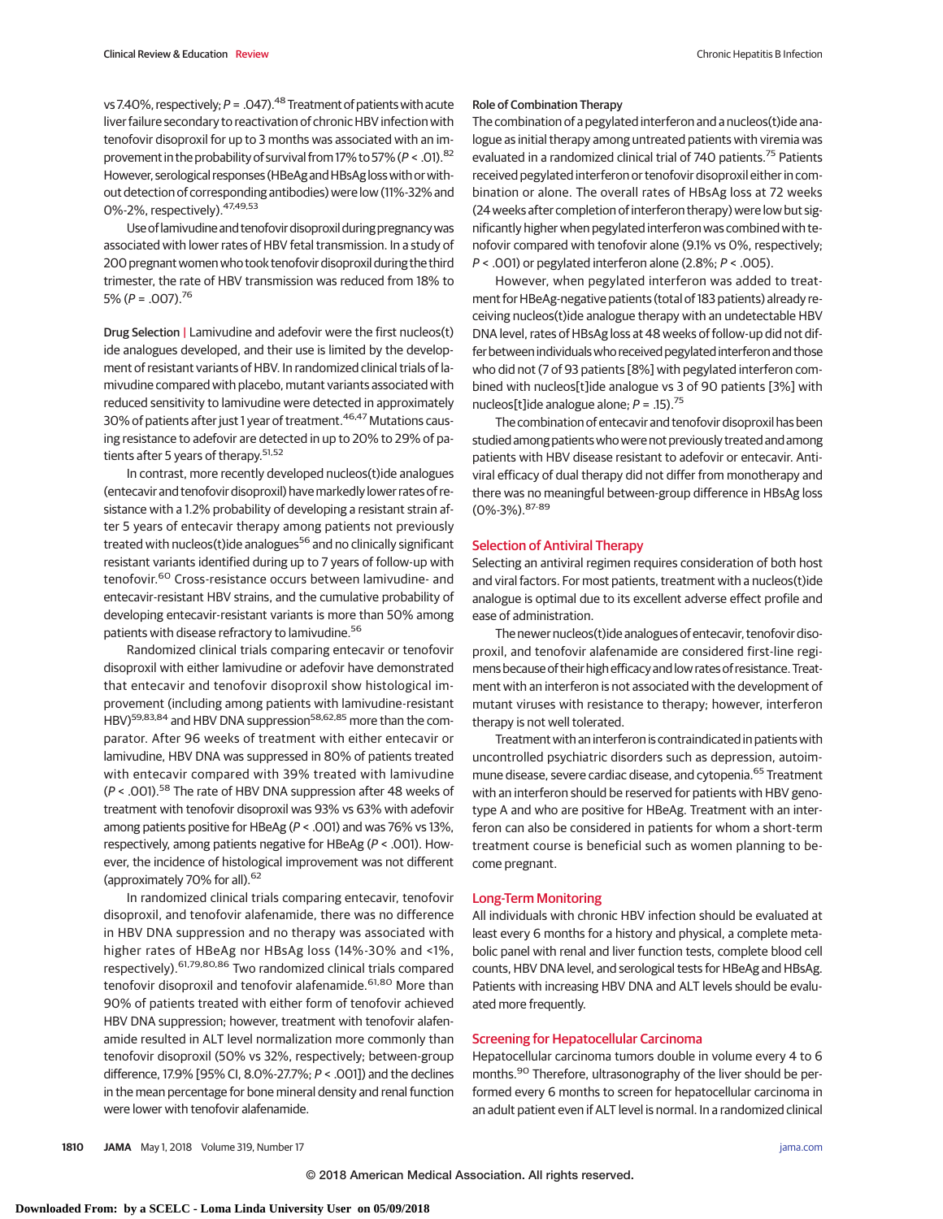vs 7.40%, respectively; $P = .047$).[48] Treatment of patients with acute liver failure secondary to reactivation of chronic HBV infection with tenofovir disoproxil for up to 3 months was associated with an improvement in the probability of survival from 17% to 57% ($P < .01$).[82] However, serological responses (HBeAg and HBsAg loss with or without detection of corresponding antibodies) were low (11%-32% and 0%-2%, respectively).[47,49,53]

Use of lamivudine and tenofovir disoproxil during pregnancy was associated with lower rates of HBV fetal transmission. In a study of 200 pregnant women who took tenofovir disoproxil during the third trimester, the rate of HBV transmission was reduced from 18% to 5% ($P = .007$).[76]

**Drug Selection |** Lamivudine and adefovir were the first nucleos(t)ide analogues developed, and their use is limited by the development of resistant variants of HBV. In randomized clinical trials of lamivudine compared with placebo, mutant variants associated with reduced sensitivity to lamivudine were detected in approximately 30% of patients after just 1 year of treatment.[46,47] Mutations causing resistance to adefovir are detected in up to 20% to 29% of patients after 5 years of therapy.[51,52]

In contrast, more recently developed nucleos(t)ide analogues (entecavir and tenofovir disoproxil) have markedly lower rates of resistance with a 1.2% probability of developing a resistant strain after 5 years of entecavir therapy among patients not previously treated with nucleos(t)ide analogues[56] and no clinically significant resistant variants identified during up to 7 years of follow-up with tenofovir.[60] Cross-resistance occurs between lamivudine- and entecavir-resistant HBV strains, and the cumulative probability of developing entecavir-resistant variants is more than 50% among patients with disease refractory to lamivudine.[56]

Randomized clinical trials comparing entecavir or tenofovir disoproxil with either lamivudine or adefovir have demonstrated that entecavir and tenofovir disoproxil show histological improvement (including among patients with lamivudine-resistant HBV)[59,83,84] and HBV DNA suppression[58,62,85] more than the comparator. After 96 weeks of treatment with either entecavir or lamivudine, HBV DNA was suppressed in 80% of patients treated with entecavir compared with 39% treated with lamivudine ($P < .001$).[58] The rate of HBV DNA suppression after 48 weeks of treatment with tenofovir disoproxil was 93% vs 63% with adefovir among patients positive for HBeAg ($P < .001$) and was 76% vs 13%, respectively, among patients negative for HBeAg ($P < .001$). However, the incidence of histological improvement was not different (approximately 70% for all).[62]

In randomized clinical trials comparing entecavir, tenofovir disoproxil, and tenofovir alafenamide, there was no difference in HBV DNA suppression and no therapy was associated with higher rates of HBeAg nor HBsAg loss (14%-30% and <1%, respectively).[61,79,80,86] Two randomized clinical trials compared tenofovir disoproxil and tenofovir alafenamide.[61,80] More than 90% of patients treated with either form of tenofovir achieved HBV DNA suppression; however, treatment with tenofovir alafenamide resulted in ALT level normalization more commonly than tenofovir disoproxil (50% vs 32%, respectively; between-group difference, 17.9% [95% CI, 8.0%-27.7%; $P < .001$]) and the declines in the mean percentage for bone mineral density and renal function were lower with tenofovir alafenamide.

**Role of Combination Therapy**

The combination of a pegylated interferon and a nucleos(t)ide analogue as initial therapy among untreated patients with viremia was evaluated in a randomized clinical trial of 740 patients.[75] Patients received pegylated interferon or tenofovir disoproxil either in combination or alone. The overall rates of HBsAg loss at 72 weeks (24 weeks after completion of interferon therapy) were low but significantly higher when pegylated interferon was combined with tenofovir compared with tenofovir alone (9.1% vs 0%, respectively; $P < .001$) or pegylated interferon alone (2.8%; $P < .005$).

However, when pegylated interferon was added to treatment for HBeAg-negative patients (total of 183 patients) already receiving nucleos(t)ide analogue therapy with an undetectable HBV DNA level, rates of HBsAg loss at 48 weeks of follow-up did not differ between individuals who received pegylated interferon and those who did not (7 of 93 patients [8%] with pegylated interferon combined with nucleos[t]ide analogue vs 3 of 90 patients [3%] with nucleos[t]ide analogue alone; $P = .15$).[75]

The combination of entecavir and tenofovir disoproxil has been studied among patients who were not previously treated and among patients with HBV disease resistant to adefovir or entecavir. Antiviral efficacy of dual therapy did not differ from monotherapy and there was no meaningful between-group difference in HBsAg loss (0%-3%).[87-89]

## Selection of Antiviral Therapy

Selecting an antiviral regimen requires consideration of both host and viral factors. For most patients, treatment with a nucleos(t)ide analogue is optimal due to its excellent adverse effect profile and ease of administration.

The newer nucleos(t)ide analogues of entecavir, tenofovir disoproxil, and tenofovir alafenamide are considered first-line regimens because of their high efficacy and low rates of resistance. Treatment with an interferon is not associated with the development of mutant viruses with resistance to therapy; however, interferon therapy is not well tolerated.

Treatment with an interferon is contraindicated in patients with uncontrolled psychiatric disorders such as depression, autoimmune disease, severe cardiac disease, and cytopenia.[65] Treatment with an interferon should be reserved for patients with HBV genotype A and who are positive for HBeAg. Treatment with an interferon can also be considered in patients for whom a short-term treatment course is beneficial such as women planning to become pregnant.

## Long-Term Monitoring

All individuals with chronic HBV infection should be evaluated at least every 6 months for a history and physical, a complete metabolic panel with renal and liver function tests, complete blood cell counts, HBV DNA level, and serological tests for HBeAg and HBsAg. Patients with increasing HBV DNA and ALT levels should be evaluated more frequently.

## Screening for Hepatocellular Carcinoma

Hepatocellular carcinoma tumors double in volume every 4 to 6 months.[90] Therefore, ultrasonography of the liver should be performed every 6 months to screen for hepatocellular carcinoma in an adult patient even if ALT level is normal. In a randomized clinical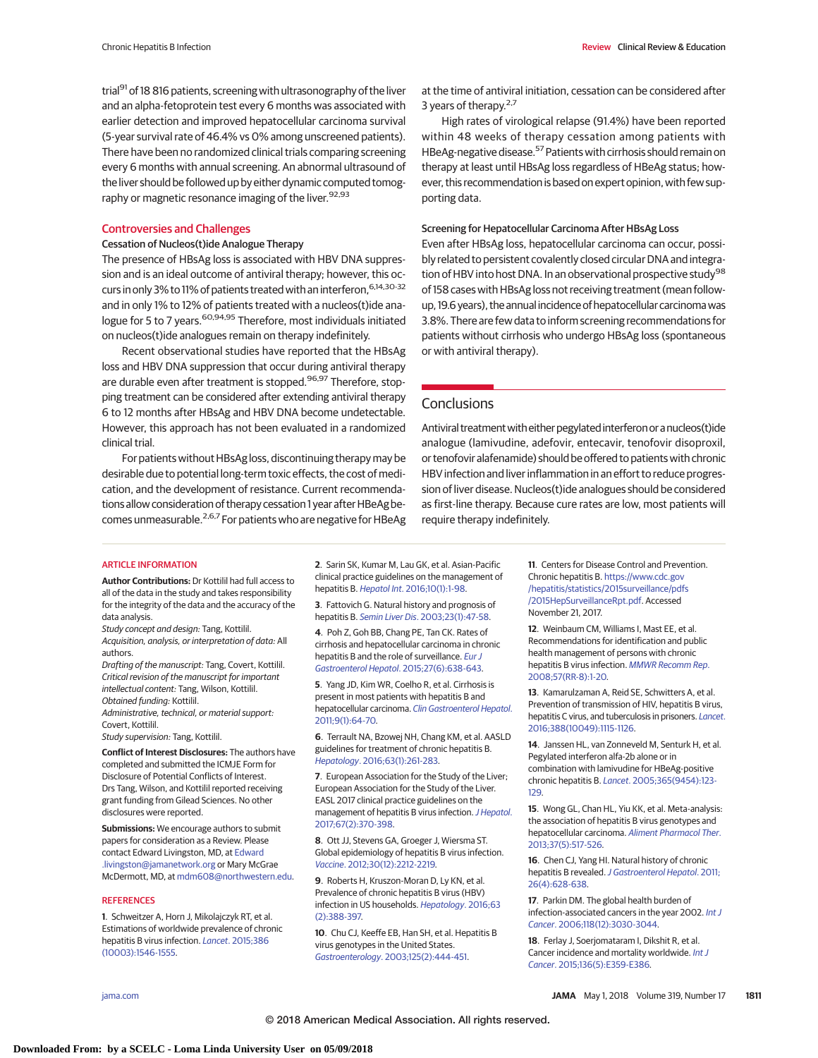trial[91] of 18 816 patients, screening with ultrasonography of the liver and an alpha-fetoprotein test every 6 months was associated with earlier detection and improved hepatocellular carcinoma survival (5-year survival rate of 46.4% vs 0% among unscreened patients). There have been no randomized clinical trials comparing screening every 6 months with annual screening. An abnormal ultrasound of the liver should be followed up by either dynamic computed tomography or magnetic resonance imaging of the liver.[92,93]

## Controversies and Challenges

### Cessation of Nucleos(t)ide Analogue Therapy

The presence of HBsAg loss is associated with HBV DNA suppression and is an ideal outcome of antiviral therapy; however, this occurs in only 3% to 11% of patients treated with an interferon,[6,14,30-32] and in only 1% to 12% of patients treated with a nucleos(t)ide analogue for 5 to 7 years.[60,94,95] Therefore, most individuals initiated on nucleos(t)ide analogues remain on therapy indefinitely.

Recent observational studies have reported that the HBsAg loss and HBV DNA suppression that occur during antiviral therapy are durable even after treatment is stopped.[96,97] Therefore, stopping treatment can be considered after extending antiviral therapy 6 to 12 months after HBsAg and HBV DNA become undetectable. However, this approach has not been evaluated in a randomized clinical trial.

For patients without HBsAg loss, discontinuing therapy may be desirable due to potential long-term toxic effects, the cost of medication, and the development of resistance. Current recommendations allow consideration of therapy cessation 1 year after HBeAg becomes unmeasurable.[2,6,7] For patients who are negative for HBeAg at the time of antiviral initiation, cessation can be considered after 3 years of therapy.[2,7]

High rates of virological relapse (91.4%) have been reported within 48 weeks of therapy cessation among patients with HBeAg-negative disease.[57] Patients with cirrhosis should remain on therapy at least until HBsAg loss regardless of HBeAg status; however, this recommendation is based on expert opinion, with few supporting data.

### Screening for Hepatocellular Carcinoma After HBsAg Loss

Even after HBsAg loss, hepatocellular carcinoma can occur, possibly related to persistent covalently closed circular DNA and integration of HBV into host DNA. In an observational prospective study[98] of 158 cases with HBsAg loss not receiving treatment (mean follow-up, 19.6 years), the annual incidence of hepatocellular carcinoma was 3.8%. There are few data to inform screening recommendations for patients without cirrhosis who undergo HBsAg loss (spontaneous or with antiviral therapy).

## Conclusions

Antiviral treatment with either pegylated interferon or a nucleos(t)ide analogue (lamivudine, adefovir, entecavir, tenofovir disoproxil, or tenofovir alafenamide) should be offered to patients with chronic HBV infection and liver inflammation in an effort to reduce progression of liver disease. Nucleos(t)ide analogues should be considered as first-line therapy. Because cure rates are low, most patients will require therapy indefinitely.

## ARTICLE INFORMATION

**Author Contributions:** Dr Kottilil had full access to all of the data in the study and takes responsibility for the integrity of the data and the accuracy of the data analysis.
*Study concept and design:* Tang, Kottilil.
*Acquisition, analysis, or interpretation of data:* All authors.
*Drafting of the manuscript:* Tang, Covert, Kottilil.
*Critical revision of the manuscript for important intellectual content:* Tang, Wilson, Kottilil.
*Obtained funding:* Kottilil.
*Administrative, technical, or material support:* Covert, Kottilil.
*Study supervision:* Tang, Kottilil.

**Conflict of Interest Disclosures:** The authors have completed and submitted the ICMJE Form for Disclosure of Potential Conflicts of Interest. Drs Tang, Wilson, and Kottilil reported receiving grant funding from Gilead Sciences. No other disclosures were reported.

**Submissions:** We encourage authors to submit papers for consideration as a Review. Please contact Edward Livingston, MD, at Edward.livingston@jamanetwork.org or Mary McGrae McDermott, MD, at mdm608@northwestern.edu.

## REFERENCES

1. Schweitzer A, Horn J, Mikolajczyk RT, et al. Estimations of worldwide prevalence of chronic hepatitis B virus infection. *Lancet*. 2015;386(10003):1546-1555.

2. Sarin SK, Kumar M, Lau GK, et al. Asian-Pacific clinical practice guidelines on the management of hepatitis B. *Hepatol Int*. 2016;10(1):1-98.

3. Fattovich G. Natural history and prognosis of hepatitis B. *Semin Liver Dis*. 2003;23(1):47-58.

4. Poh Z, Goh BB, Chang PE, Tan CK. Rates of cirrhosis and hepatocellular carcinoma in chronic hepatitis B and the role of surveillance. *Eur J Gastroenterol Hepatol*. 2015;27(6):638-643.

5. Yang JD, Kim WR, Coelho R, et al. Cirrhosis is present in most patients with hepatitis B and hepatocellular carcinoma. *Clin Gastroenterol Hepatol*. 2011;9(1):64-70.

6. Terrault NA, Bzowej NH, Chang KM, et al. AASLD guidelines for treatment of chronic hepatitis B. *Hepatology*. 2016;63(1):261-283.

7. European Association for the Study of the Liver; European Association for the Study of the Liver. EASL 2017 clinical practice guidelines on the management of hepatitis B virus infection. *J Hepatol*. 2017;67(2):370-398.

8. Ott JJ, Stevens GA, Groeger J, Wiersma ST. Global epidemiology of hepatitis B virus infection. *Vaccine*. 2012;30(12):2212-2219.

9. Roberts H, Kruszon-Moran D, Ly KN, et al. Prevalence of chronic hepatitis B virus (HBV) infection in US households. *Hepatology*. 2016;63(2):388-397.

10. Chu CJ, Keeffe EB, Han SH, et al. Hepatitis B virus genotypes in the United States. *Gastroenterology*. 2003;125(2):444-451.

11. Centers for Disease Control and Prevention. Chronic hepatitis B. https://www.cdc.gov/hepatitis/statistics/2015surveillance/pdfs/2015HepSurveillanceRpt.pdf. Accessed November 21, 2017.

12. Weinbaum CM, Williams I, Mast EE, et al. Recommendations for identification and public health management of persons with chronic hepatitis B virus infection. *MMWR Recomm Rep*. 2008;57(RR-8):1-20.

13. Kamarulzaman A, Reid SE, Schwitters A, et al. Prevention of transmission of HIV, hepatitis B virus, hepatitis C virus, and tuberculosis in prisoners. *Lancet*. 2016;388(10049):1115-1126.

14. Janssen HL, van Zonneveld M, Senturk H, et al. Pegylated interferon alfa-2b alone or in combination with lamivudine for HBeAg-positive chronic hepatitis B. *Lancet*. 2005;365(9454):123-129.

15. Wong GL, Chan HL, Yiu KK, et al. Meta-analysis: the association of hepatitis B virus genotypes and hepatocellular carcinoma. *Aliment Pharmacol Ther*. 2013;37(5):517-526.

16. Chen CJ, Yang HI. Natural history of chronic hepatitis B revealed. *J Gastroenterol Hepatol*. 2011;26(4):628-638.

17. Parkin DM. The global health burden of infection-associated cancers in the year 2002. *Int J Cancer*. 2006;118(12):3030-3044.

18. Ferlay J, Soerjomataram I, Dikshit R, et al. Cancer incidence and mortality worldwide. *Int J Cancer*. 2015;136(5):E359-E386.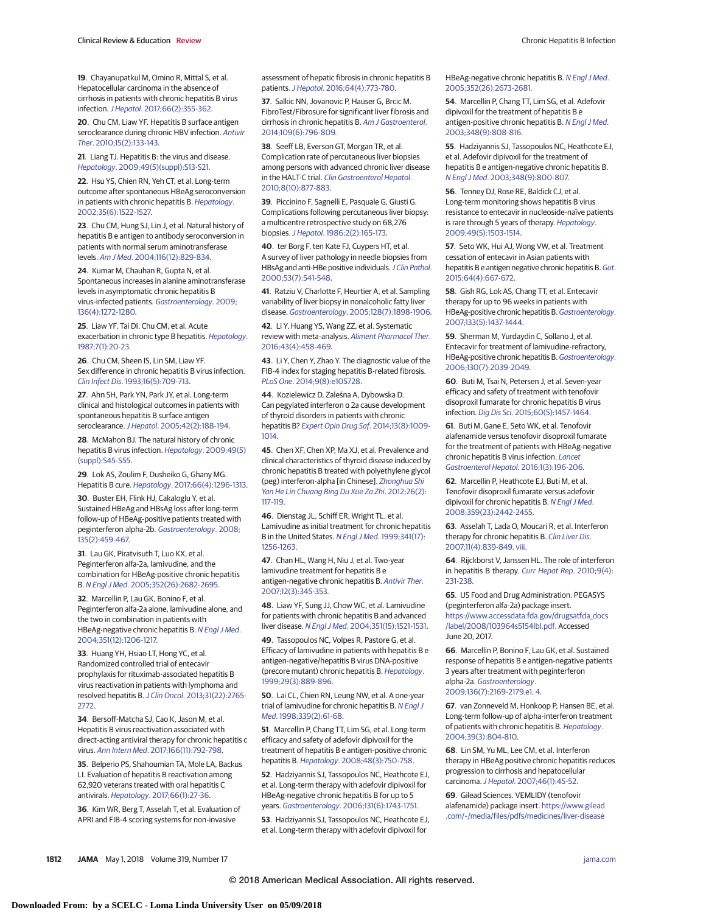19. Chayanupatkul M, Omino R, Mittal S, et al. Hepatocellular carcinoma in the absence of cirrhosis in patients with chronic hepatitis B virus infection. *J Hepatol*. 2017;66(2):355-362.

20. Chu CM, Liaw YF. Hepatitis B surface antigen seroclearance during chronic HBV infection. *Antivir Ther*. 2010;15(2):133-143.

21. Liang TJ. Hepatitis B: the virus and disease. *Hepatology*. 2009;49(5)(suppl):S13-S21.

22. Hsu YS, Chien RN, Yeh CT, et al. Long-term outcome after spontaneous HBeAg seroconversion in patients with chronic hepatitis B. *Hepatology*. 2002;35(6):1522-1527.

23. Chu CM, Hung SJ, Lin J, et al. Natural history of hepatitis B e antigen to antibody seroconversion in patients with normal serum aminotransferase levels. *Am J Med*. 2004;116(12):829-834.

24. Kumar M, Chauhan R, Gupta N, et al. Spontaneous increases in alanine aminotransferase levels in asymptomatic chronic hepatitis B virus-infected patients. *Gastroenterology*. 2009;136(4):1272-1280.

25. Liaw YF, Tai DI, Chu CM, et al. Acute exacerbation in chronic type B hepatitis. *Hepatology*. 1987;7(1):20-23.

26. Chu CM, Sheen IS, Lin SM, Liaw YF. Sex difference in chronic hepatitis B virus infection. *Clin Infect Dis*. 1993;16(5):709-713.

27. Ahn SH, Park YN, Park JY, et al. Long-term clinical and histological outcomes in patients with spontaneous hepatitis B surface antigen seroclearance. *J Hepatol*. 2005;42(2):188-194.

28. McMahon BJ. The natural history of chronic hepatitis B virus infection. *Hepatology*. 2009;49(5)(suppl):S45-S55.

29. Lok AS, Zoulim F, Dusheiko G, Ghany MG. Hepatitis B cure. *Hepatology*. 2017;66(4):1296-1313.

30. Buster EH, Flink HJ, Cakaloglu Y, et al. Sustained HBeAg and HBsAg loss after long-term follow-up of HBeAg-positive patients treated with peginterferon alpha-2b. *Gastroenterology*. 2008;135(2):459-467.

31. Lau GK, Piratvisuth T, Luo KX, et al. Peginterferon alfa-2a, lamivudine, and the combination for HBeAg-positive chronic hepatitis B. *N Engl J Med*. 2005;352(26):2682-2695.

32. Marcellin P, Lau GK, Bonino F, et al. Peginterferon alfa-2a alone, lamivudine alone, and the two in combination in patients with HBeAg-negative chronic hepatitis B. *N Engl J Med*. 2004;351(12):1206-1217.

33. Huang YH, Hsiao LT, Hong YC, et al. Randomized controlled trial of entecavir prophylaxis for rituximab-associated hepatitis B virus reactivation in patients with lymphoma and resolved hepatitis B. *J Clin Oncol*. 2013;31(22):2765-2772.

34. Bersoff-Matcha SJ, Cao K, Jason M, et al. Hepatitis B virus reactivation associated with direct-acting antiviral therapy for chronic hepatitis c virus. *Ann Intern Med*. 2017;166(11):792-798.

35. Belperio PS, Shahoumian TA, Mole LA, Backus LI. Evaluation of hepatitis B reactivation among 62,920 veterans treated with oral hepatitis C antivirals. *Hepatology*. 2017;66(1):27-36.

36. Kim WR, Berg T, Asselah T, et al. Evaluation of APRI and FIB-4 scoring systems for non-invasive assessment of hepatic fibrosis in chronic hepatitis B patients. *J Hepatol*. 2016;64(4):773-780.

37. Salkic NN, Jovanovic P, Hauser G, Brcic M. FibroTest/Fibrosure for significant liver fibrosis and cirrhosis in chronic hepatitis B. *Am J Gastroenterol*. 2014;109(6):796-809.

38. Seeff LB, Everson GT, Morgan TR, et al. Complication rate of percutaneous liver biopsies among persons with advanced chronic liver disease in the HALT-C trial. *Clin Gastroenterol Hepatol*. 2010;8(10):877-883.

39. Piccinino F, Sagnelli E, Pasquale G, Giusti G. Complications following percutaneous liver biopsy: a multicentre retrospective study on 68,276 biopsies. *J Hepatol*. 1986;2(2):165-173.

40. ter Borg F, ten Kate FJ, Cuypers HT, et al. A survey of liver pathology in needle biopsies from HBsAg and anti-HBe positive individuals. *J Clin Pathol*. 2000;53(7):541-548.

41. Ratziu V, Charlotte F, Heurtier A, et al. Sampling variability of liver biopsy in nonalcoholic fatty liver disease. *Gastroenterology*. 2005;128(7):1898-1906.

42. Li Y, Huang YS, Wang ZZ, et al. Systematic review with meta-analysis. *Aliment Pharmacol Ther*. 2016;43(4):458-469.

43. Li Y, Chen Y, Zhao Y. The diagnostic value of the FIB-4 index for staging hepatitis B-related fibrosis. *PLoS One*. 2014;9(8):e105728.

44. Kozielewicz D, Zaleśna A, Dybowska D. Can pegylated interferon α 2a cause development of thyroid disorders in patients with chronic hepatitis B? *Expert Opin Drug Saf*. 2014;13(8):1009-1014.

45. Chen XF, Chen XP, Ma XJ, et al. Prevalence and clinical characteristics of thyroid disease induced by chronic hepatitis B treated with polyethylene glycol (peg) interferon-alpha [in Chinese]. *Zhonghua Shi Yan He Lin Chuang Bing Du Xue Za Zhi*. 2012;26(2):117-119.

46. Dienstag JL, Schiff ER, Wright TL, et al. Lamivudine as initial treatment for chronic hepatitis B in the United States. *N Engl J Med*. 1999;341(17):1256-1263.

47. Chan HL, Wang H, Niu J, et al. Two-year lamivudine treatment for hepatitis B e antigen-negative chronic hepatitis B. *Antivir Ther*. 2007;12(3):345-353.

48. Liaw YF, Sung JJ, Chow WC, et al. Lamivudine for patients with chronic hepatitis B and advanced liver disease. *N Engl J Med*. 2004;351(15):1521-1531.

49. Tassopoulos NC, Volpes R, Pastore G, et al. Efficacy of lamivudine in patients with hepatitis B e antigen-negative/hepatitis B virus DNA-positive (precore mutant) chronic hepatitis B. *Hepatology*. 1999;29(3):889-896.

50. Lai CL, Chien RN, Leung NW, et al. A one-year trial of lamivudine for chronic hepatitis B. *N Engl J Med*. 1998;339(2):61-68.

51. Marcellin P, Chang TT, Lim SG, et al. Long-term efficacy and safety of adefovir dipivoxil for the treatment of hepatitis B e antigen-positive chronic hepatitis B. *Hepatology*. 2008;48(3):750-758.

52. Hadziyannis SJ, Tassopoulos NC, Heathcote EJ, et al. Long-term therapy with adefovir dipivoxil for HBeAg-negative chronic hepatitis B for up to 5 years. *Gastroenterology*. 2006;131(6):1743-1751.

53. Hadziyannis SJ, Tassopoulos NC, Heathcote EJ, et al. Long-term therapy with adefovir dipivoxil for HBeAg-negative chronic hepatitis B. *N Engl J Med*. 2005;352(26):2673-2681.

54. Marcellin P, Chang TT, Lim SG, et al. Adefovir dipivoxil for the treatment of hepatitis B e antigen-positive chronic hepatitis B. *N Engl J Med*. 2003;348(9):808-816.

55. Hadziyannis SJ, Tassopoulos NC, Heathcote EJ, et al. Adefovir dipivoxil for the treatment of hepatitis B e antigen-negative chronic hepatitis B. *N Engl J Med*. 2003;348(9):800-807.

56. Tenney DJ, Rose RE, Baldick CJ, et al. Long-term monitoring shows hepatitis B virus resistance to entecavir in nucleoside-naïve patients is rare through 5 years of therapy. *Hepatology*. 2009;49(5):1503-1514.

57. Seto WK, Hui AJ, Wong VW, et al. Treatment cessation of entecavir in Asian patients with hepatitis B e antigen negative chronic hepatitis B. *Gut*. 2015;64(4):667-672.

58. Gish RG, Lok AS, Chang TT, et al. Entecavir therapy for up to 96 weeks in patients with HBeAg-positive chronic hepatitis B. *Gastroenterology*. 2007;133(5):1437-1444.

59. Sherman M, Yurdaydin C, Sollano J, et al. Entecavir for treatment of lamivudine-refractory, HBeAg-positive chronic hepatitis B. *Gastroenterology*. 2006;130(7):2039-2049.

60. Buti M, Tsai N, Petersen J, et al. Seven-year efficacy and safety of treatment with tenofovir disoproxil fumarate for chronic hepatitis B virus infection. *Dig Dis Sci*. 2015;60(5):1457-1464.

61. Buti M, Gane E, Seto WK, et al. Tenofovir alafenamide versus tenofovir disoproxil fumarate for the treatment of patients with HBeAg-negative chronic hepatitis B virus infection. *Lancet Gastroenterol Hepatol*. 2016;1(3):196-206.

62. Marcellin P, Heathcote EJ, Buti M, et al. Tenofovir disoproxil fumarate versus adefovir dipivoxil for chronic hepatitis B. *N Engl J Med*. 2008;359(23):2442-2455.

63. Asselah T, Lada O, Moucari R, et al. Interferon therapy for chronic hepatitis B. *Clin Liver Dis*. 2007;11(4):839-849, viii.

64. Rijckborst V, Janssen HL. The role of interferon in hepatitis B therapy. *Curr Hepat Rep*. 2010;9(4):231-238.

65. US Food and Drug Administration. PEGASYS (peginterferon alfa-2a) package insert. https://www.accessdata.fda.gov/drugsatfda_docs/label/2008/103964s5154lbl.pdf. Accessed June 20, 2017.

66. Marcellin P, Bonino F, Lau GK, et al. Sustained response of hepatitis B e antigen-negative patients 3 years after treatment with peginterferon alpha-2a. *Gastroenterology*. 2009;136(7):2169-2179.e1, 4.

67. van Zonneveld M, Honkoop P, Hansen BE, et al. Long-term follow-up of alpha-interferon treatment of patients with chronic hepatitis B. *Hepatology*. 2004;39(3):804-810.

68. Lin SM, Yu ML, Lee CM, et al. Interferon therapy in HBeAg positive chronic hepatitis reduces progression to cirrhosis and hepatocellular carcinoma. *J Hepatol*. 2007;46(1):45-52.

69. Gilead Sciences. VEMLIDY (tenofovir alafenamide) package insert. https://www.gilead.com/~/media/files/pdfs/medicines/liver-disease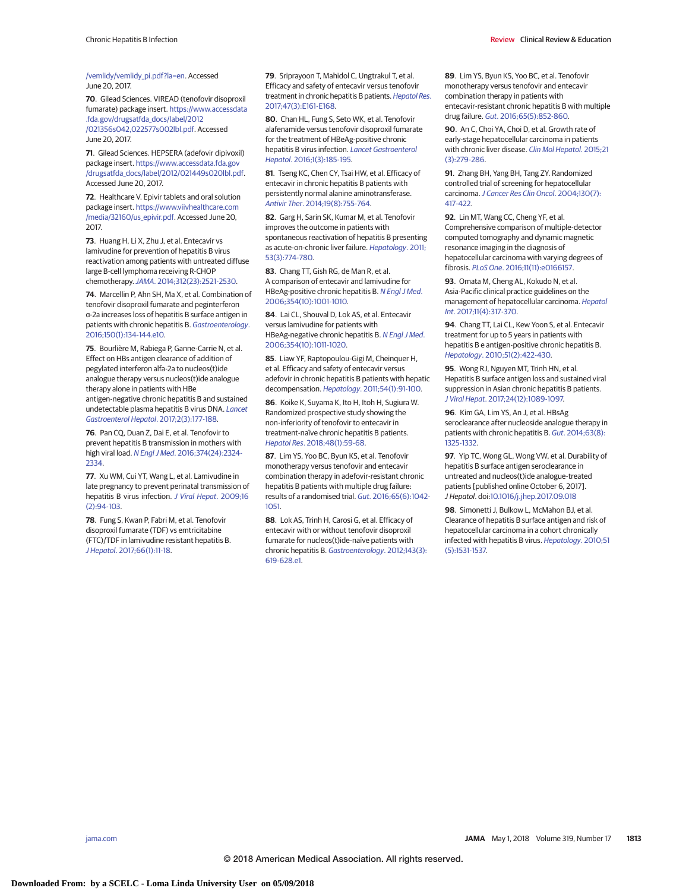/vemlidy/vemlidy_pi.pdf?la=en. Accessed June 20, 2017.

70. Gilead Sciences. VIREAD (tenofovir disoproxil fumarate) package insert. https://www.accessdata.fda.gov/drugsatfda_docs/label/2012/021356s042,022577s002lbl.pdf. Accessed June 20, 2017.

71. Gilead Sciences. HEPSERA (adefovir dipivoxil) package insert. https://www.accessdata.fda.gov/drugsatfda_docs/label/2012/021449s020lbl.pdf. Accessed June 20, 2017.

72. Healthcare V. Epivir tablets and oral solution package insert. https://www.viivhealthcare.com/media/32160/us_epivir.pdf. Accessed June 20, 2017.

73. Huang H, Li X, Zhu J, et al. Entecavir vs lamivudine for prevention of hepatitis B virus reactivation among patients with untreated diffuse large B-cell lymphoma receiving R-CHOP chemotherapy. *JAMA*. 2014;312(23):2521-2530.

74. Marcellin P, Ahn SH, Ma X, et al. Combination of tenofovir disoproxil fumarate and peginterferon α-2a increases loss of hepatitis B surface antigen in patients with chronic hepatitis B. *Gastroenterology*. 2016;150(1):134-144.e10.

75. Bourlière M, Rabiega P, Ganne-Carrie N, et al. Effect on HBs antigen clearance of addition of pegylated interferon alfa-2a to nucleos(t)ide analogue therapy versus nucleos(t)ide analogue therapy alone in patients with HBe antigen-negative chronic hepatitis B and sustained undetectable plasma hepatitis B virus DNA. *Lancet Gastroenterol Hepatol*. 2017;2(3):177-188.

76. Pan CQ, Duan Z, Dai E, et al. Tenofovir to prevent hepatitis B transmission in mothers with high viral load. *N Engl J Med*. 2016;374(24):2324-2334.

77. Xu WM, Cui YT, Wang L, et al. Lamivudine in late pregnancy to prevent perinatal transmission of hepatitis B virus infection. *J Viral Hepat*. 2009;16(2):94-103.

78. Fung S, Kwan P, Fabri M, et al. Tenofovir disoproxil fumarate (TDF) vs emtricitabine (FTC)/TDF in lamivudine resistant hepatitis B. *J Hepatol*. 2017;66(1):11-18.

79. Sriprayoon T, Mahidol C, Ungtrakul T, et al. Efficacy and safety of entecavir versus tenofovir treatment in chronic hepatitis B patients. *Hepatol Res*. 2017;47(3):E161-E168.

80. Chan HL, Fung S, Seto WK, et al. Tenofovir alafenamide versus tenofovir disoproxil fumarate for the treatment of HBeAg-positive chronic hepatitis B virus infection. *Lancet Gastroenterol Hepatol*. 2016;1(3):185-195.

81. Tseng KC, Chen CY, Tsai HW, et al. Efficacy of entecavir in chronic hepatitis B patients with persistently normal alanine aminotransferase. *Antivir Ther*. 2014;19(8):755-764.

82. Garg H, Sarin SK, Kumar M, et al. Tenofovir improves the outcome in patients with spontaneous reactivation of hepatitis B presenting as acute-on-chronic liver failure. *Hepatology*. 2011;53(3):774-780.

83. Chang TT, Gish RG, de Man R, et al. A comparison of entecavir and lamivudine for HBeAg-positive chronic hepatitis B. *N Engl J Med*. 2006;354(10):1001-1010.

84. Lai CL, Shouval D, Lok AS, et al. Entecavir versus lamivudine for patients with HBeAg-negative chronic hepatitis B. *N Engl J Med*. 2006;354(10):1011-1020.

85. Liaw YF, Raptopoulou-Gigi M, Cheinquer H, et al. Efficacy and safety of entecavir versus adefovir in chronic hepatitis B patients with hepatic decompensation. *Hepatology*. 2011;54(1):91-100.

86. Koike K, Suyama K, Ito H, Itoh H, Sugiura W. Randomized prospective study showing the non-inferiority of tenofovir to entecavir in treatment-naïve chronic hepatitis B patients. *Hepatol Res*. 2018;48(1):59-68.

87. Lim YS, Yoo BC, Byun KS, et al. Tenofovir monotherapy versus tenofovir and entecavir combination therapy in adefovir-resistant chronic hepatitis B patients with multiple drug failure: results of a randomised trial. *Gut*. 2016;65(6):1042-1051.

88. Lok AS, Trinh H, Carosi G, et al. Efficacy of entecavir with or without tenofovir disoproxil fumarate for nucleos(t)ide-naïve patients with chronic hepatitis B. *Gastroenterology*. 2012;143(3):619-628.e1.

89. Lim YS, Byun KS, Yoo BC, et al. Tenofovir monotherapy versus tenofovir and entecavir combination therapy in patients with entecavir-resistant chronic hepatitis B with multiple drug failure. *Gut*. 2016;65(5):852-860.

90. An C, Choi YA, Choi D, et al. Growth rate of early-stage hepatocellular carcinoma in patients with chronic liver disease. *Clin Mol Hepatol*. 2015;21(3):279-286.

91. Zhang BH, Yang BH, Tang ZY. Randomized controlled trial of screening for hepatocellular carcinoma. *J Cancer Res Clin Oncol*. 2004;130(7):417-422.

92. Lin MT, Wang CC, Cheng YF, et al. Comprehensive comparison of multiple-detector computed tomography and dynamic magnetic resonance imaging in the diagnosis of hepatocellular carcinoma with varying degrees of fibrosis. *PLoS One*. 2016;11(11):e0166157.

93. Omata M, Cheng AL, Kokudo N, et al. Asia-Pacific clinical practice guidelines on the management of hepatocellular carcinoma. *Hepatol Int*. 2017;11(4):317-370.

94. Chang TT, Lai CL, Kew Yoon S, et al. Entecavir treatment for up to 5 years in patients with hepatitis B e antigen-positive chronic hepatitis B. *Hepatology*. 2010;51(2):422-430.

95. Wong RJ, Nguyen MT, Trinh HN, et al. Hepatitis B surface antigen loss and sustained viral suppression in Asian chronic hepatitis B patients. *J Viral Hepat*. 2017;24(12):1089-1097.

96. Kim GA, Lim YS, An J, et al. HBsAg seroclearance after nucleoside analogue therapy in patients with chronic hepatitis B. *Gut*. 2014;63(8):1325-1332.

97. Yip TC, Wong GL, Wong VW, et al. Durability of hepatitis B surface antigen seroclearance in untreated and nucleos(t)ide analogue-treated patients [published online October 6, 2017]. *J Hepatol*. doi:10.1016/j.jhep.2017.09.018

98. Simonetti J, Bulkow L, McMahon BJ, et al. Clearance of hepatitis B surface antigen and risk of hepatocellular carcinoma in a cohort chronically infected with hepatitis B virus. *Hepatology*. 2010;51(5):1531-1537.